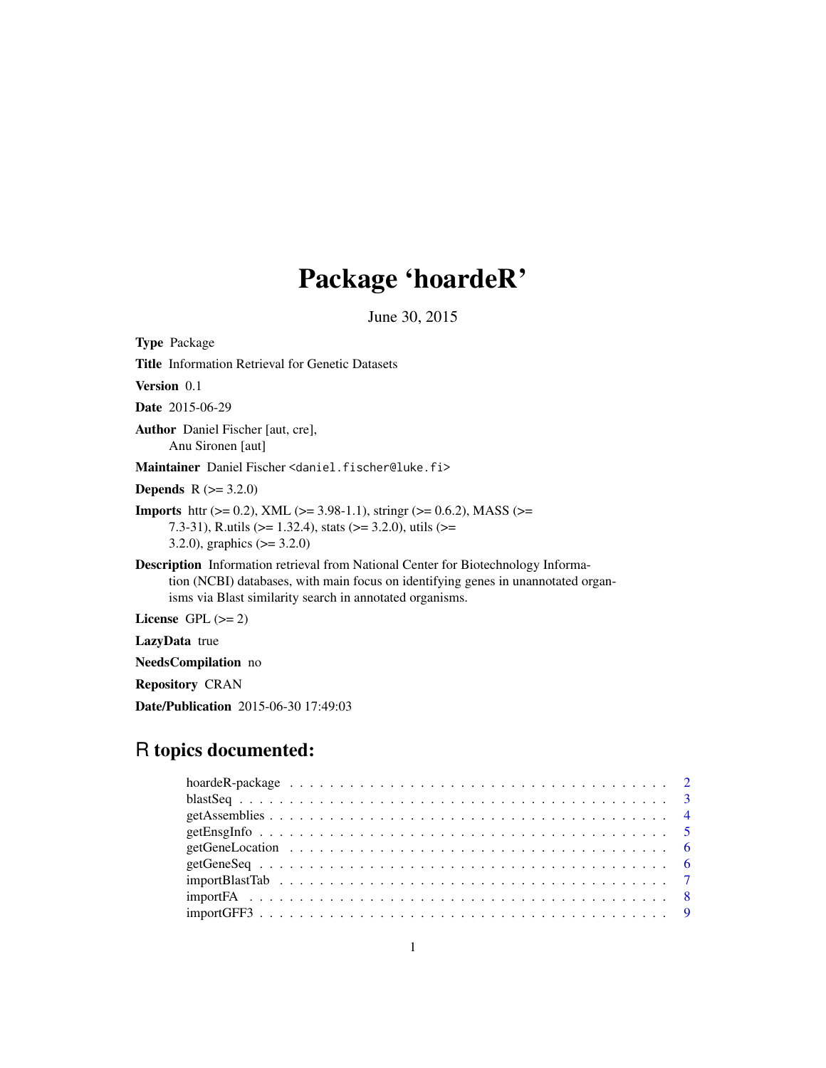# Package 'hoardeR'

June 30, 2015

**Type** Package

**Title** Information Retrieval for Genetic Datasets

**Version** 0.1

**Date** 2015-06-29

**Author** Daniel Fischer [aut, cre],
Anu Sironen [aut]

**Maintainer** Daniel Fischer <daniel.fischer@luke.fi>

**Depends** R (>= 3.2.0)

**Imports** httr (>= 0.2), XML (>= 3.98-1.1), stringr (>= 0.6.2), MASS (>= 7.3-31), R.utils (>= 1.32.4), stats (>= 3.2.0), utils (>= 3.2.0), graphics (>= 3.2.0)

**Description** Information retrieval from National Center for Biotechnology Information (NCBI) databases, with main focus on identifying genes in unannotated organisms via Blast similarity search in annotated organisms.

**License** GPL (>= 2)

**LazyData** true

**NeedsCompilation** no

**Repository** CRAN

**Date/Publication** 2015-06-30 17:49:03

## R topics documented:

- hoardeR-package . . . . . . . . . . . . . . . . . . . . . . . . . . . . . . . . . . . . 2
- blastSeq . . . . . . . . . . . . . . . . . . . . . . . . . . . . . . . . . . . . . . . . 3
- getAssemblies . . . . . . . . . . . . . . . . . . . . . . . . . . . . . . . . . . . . . 4
- getEnsgInfo . . . . . . . . . . . . . . . . . . . . . . . . . . . . . . . . . . . . . . 5
- getGeneLocation . . . . . . . . . . . . . . . . . . . . . . . . . . . . . . . . . . . . 6
- getGeneSeq . . . . . . . . . . . . . . . . . . . . . . . . . . . . . . . . . . . . . . . 6
- importBlastTab . . . . . . . . . . . . . . . . . . . . . . . . . . . . . . . . . . . . . 7
- importFA . . . . . . . . . . . . . . . . . . . . . . . . . . . . . . . . . . . . . . . . 8
- importGFF3 . . . . . . . . . . . . . . . . . . . . . . . . . . . . . . . . . . . . . . . 9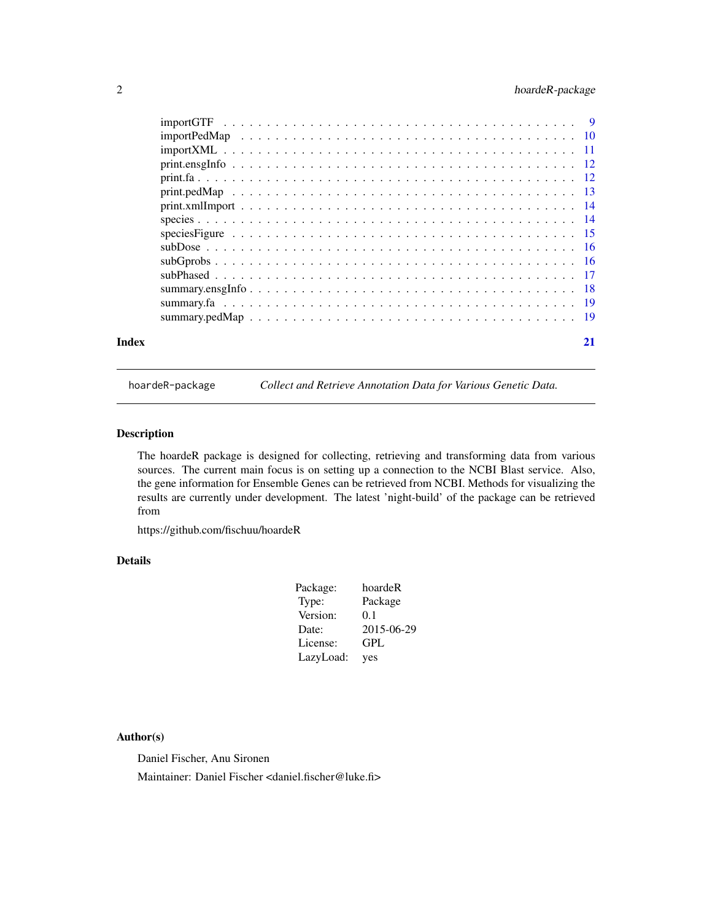importGTF . . . . . . . . . . . . . . . . . . . . . . . . . . . . . . . . . . . . . . . 9
importPedMap . . . . . . . . . . . . . . . . . . . . . . . . . . . . . . . . . . . . . 10
importXML . . . . . . . . . . . . . . . . . . . . . . . . . . . . . . . . . . . . . . . 11
print.ensgInfo . . . . . . . . . . . . . . . . . . . . . . . . . . . . . . . . . . . . . 12
print.fa . . . . . . . . . . . . . . . . . . . . . . . . . . . . . . . . . . . . . . . . 12
print.pedMap . . . . . . . . . . . . . . . . . . . . . . . . . . . . . . . . . . . . . 13
print.xmlImport . . . . . . . . . . . . . . . . . . . . . . . . . . . . . . . . . . . 14
species . . . . . . . . . . . . . . . . . . . . . . . . . . . . . . . . . . . . . . . . 14
speciesFigure . . . . . . . . . . . . . . . . . . . . . . . . . . . . . . . . . . . . 15
subDose . . . . . . . . . . . . . . . . . . . . . . . . . . . . . . . . . . . . . . . 16
subGprobs . . . . . . . . . . . . . . . . . . . . . . . . . . . . . . . . . . . . . . 16
subPhased . . . . . . . . . . . . . . . . . . . . . . . . . . . . . . . . . . . . . . 17
summary.ensgInfo . . . . . . . . . . . . . . . . . . . . . . . . . . . . . . . . . . 18
summary.fa . . . . . . . . . . . . . . . . . . . . . . . . . . . . . . . . . . . . . . 19
summary.pedMap . . . . . . . . . . . . . . . . . . . . . . . . . . . . . . . . . . . 19

**Index** **21**

---

`hoardeR-package` *Collect and Retrieve Annotation Data for Various Genetic Data.*

---

### Description

The hoardeR package is designed for collecting, retrieving and transforming data from various sources. The current main focus is on setting up a connection to the NCBI Blast service. Also, the gene information for Ensemble Genes can be retrieved from NCBI. Methods for visualizing the results are currently under development. The latest 'night-build' of the package can be retrieved from

https://github.com/fischuu/hoardeR

### Details

| | |
|---|---|
| Package: | hoardeR |
| Type: | Package |
| Version: | 0.1 |
| Date: | 2015-06-29 |
| License: | GPL |
| LazyLoad: | yes |

### Author(s)

Daniel Fischer, Anu Sironen

Maintainer: Daniel Fischer <daniel.fischer@luke.fi>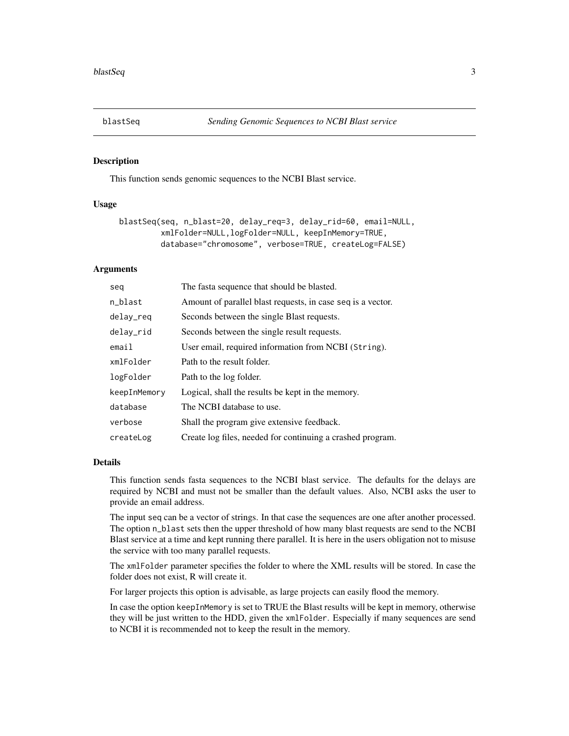# blastSeq

*Sending Genomic Sequences to NCBI Blast service*

## Description

This function sends genomic sequences to the NCBI Blast service.

## Usage

```
blastSeq(seq, n_blast=20, delay_req=3, delay_rid=60, email=NULL,
         xmlFolder=NULL,logFolder=NULL, keepInMemory=TRUE,
         database="chromosome", verbose=TRUE, createLog=FALSE)
```

## Arguments

| | |
|---|---|
| `seq` | The fasta sequence that should be blasted. |
| `n_blast` | Amount of parallel blast requests, in case `seq` is a vector. |
| `delay_req` | Seconds between the single Blast requests. |
| `delay_rid` | Seconds between the single result requests. |
| `email` | User email, required information from NCBI (`String`). |
| `xmlFolder` | Path to the result folder. |
| `logFolder` | Path to the log folder. |
| `keepInMemory` | Logical, shall the results be kept in the memory. |
| `database` | The NCBI database to use. |
| `verbose` | Shall the program give extensive feedback. |
| `createLog` | Create log files, needed for continuing a crashed program. |

## Details

This function sends fasta sequences to the NCBI blast service. The defaults for the delays are required by NCBI and must not be smaller than the default values. Also, NCBI asks the user to provide an email address.

The input `seq` can be a vector of strings. In that case the sequences are one after another processed. The option `n_blast` sets then the upper threshold of how many blast requests are send to the NCBI Blast service at a time and kept running there parallel. It is here in the users obligation not to misuse the service with too many parallel requests.

The `xmlFolder` parameter specifies the folder to where the XML results will be stored. In case the folder does not exist, R will create it.

For larger projects this option is advisable, as large projects can easily flood the memory.

In case the option `keepInMemory` is set to TRUE the Blast results will be kept in memory, otherwise they will be just written to the HDD, given the `xmlFolder`. Especially if many sequences are send to NCBI it is recommended not to keep the result in the memory.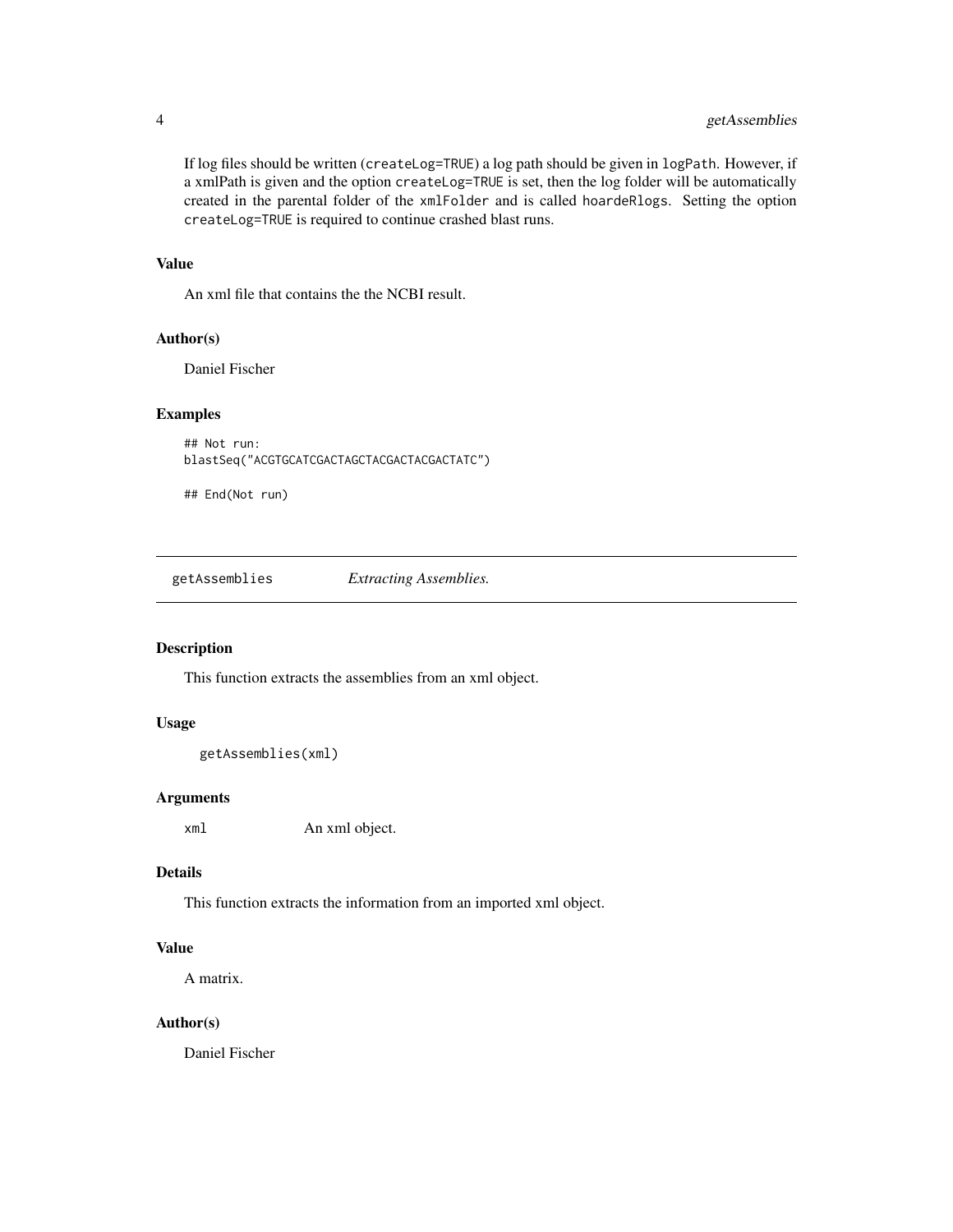If log files should be written (`createLog=TRUE`) a log path should be given in `logPath`. However, if a xmlPath is given and the option `createLog=TRUE` is set, then the log folder will be automatically created in the parental folder of the `xmlFolder` and is called `hoardeRlogs`. Setting the option `createLog=TRUE` is required to continue crashed blast runs.

### Value

An xml file that contains the the NCBI result.

### Author(s)

Daniel Fischer

### Examples

```
## Not run:
blastSeq("ACGTGCATCGACTAGCTACGACTACGACTATC")

## End(Not run)
```

---

## getAssemblies *Extracting Assemblies.*

---

### Description

This function extracts the assemblies from an xml object.

### Usage

```
getAssemblies(xml)
```

### Arguments

| | |
|---|---|
| `xml` | An xml object. |

### Details

This function extracts the information from an imported xml object.

### Value

A matrix.

### Author(s)

Daniel Fischer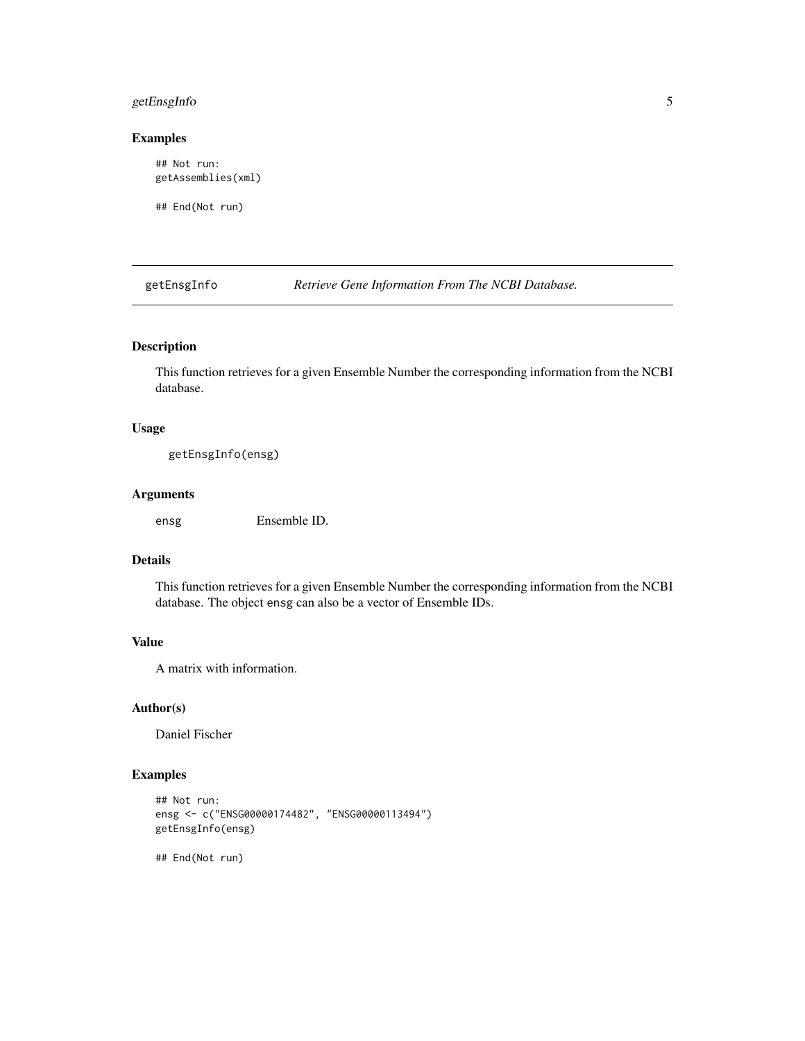### Examples

```
## Not run:
getAssemblies(xml)

## End(Not run)
```

---

## getEnsgInfo — *Retrieve Gene Information From The NCBI Database.*

---

### Description

This function retrieves for a given Ensemble Number the corresponding information from the NCBI database.

### Usage

```
getEnsgInfo(ensg)
```

### Arguments

| | |
|---|---|
| `ensg` | Ensemble ID. |

### Details

This function retrieves for a given Ensemble Number the corresponding information from the NCBI database. The object `ensg` can also be a vector of Ensemble IDs.

### Value

A matrix with information.

### Author(s)

Daniel Fischer

### Examples

```
## Not run:
ensg <- c("ENSG00000174482", "ENSG00000113494")
getEnsgInfo(ensg)

## End(Not run)
```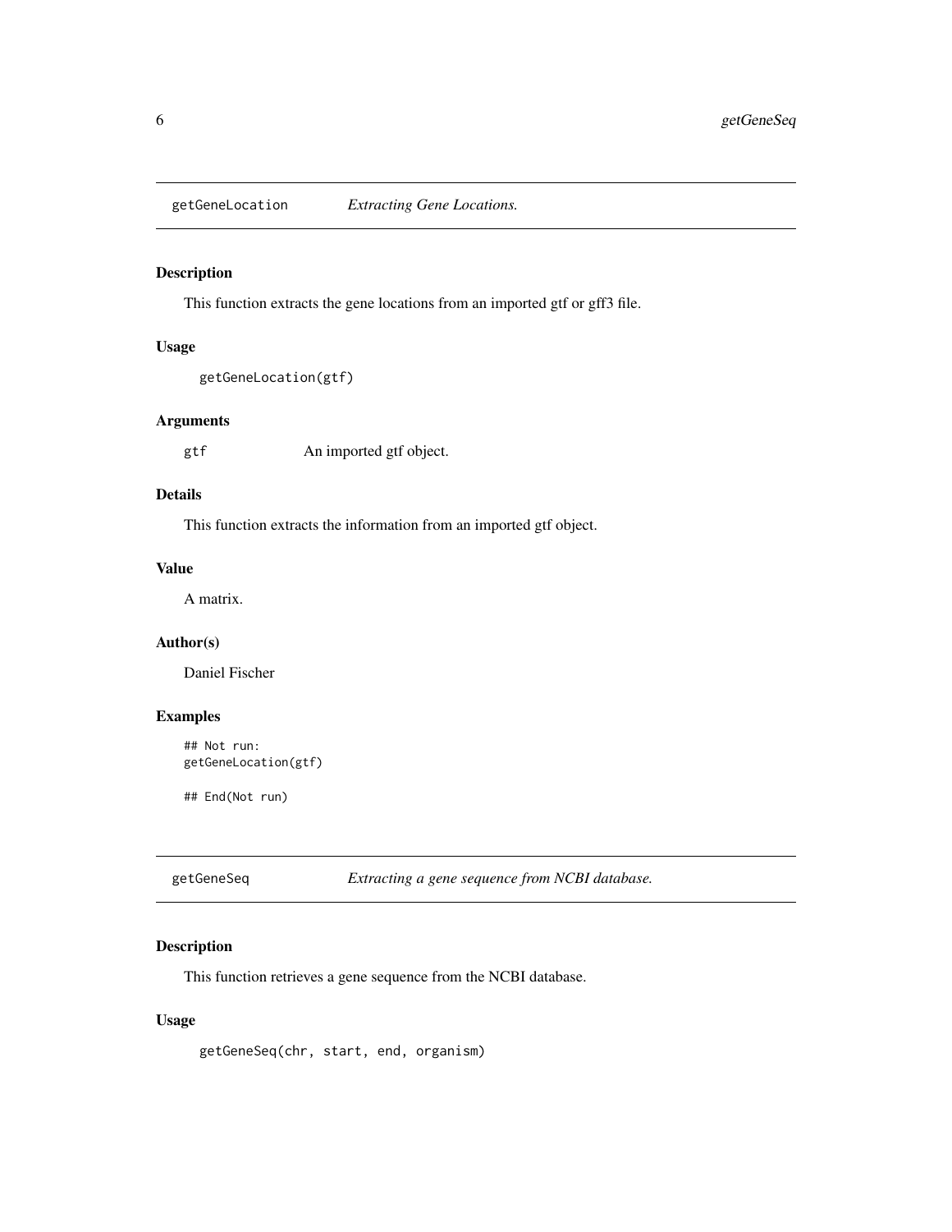## getGeneLocation *Extracting Gene Locations.*

### Description

This function extracts the gene locations from an imported gtf or gff3 file.

### Usage

```
getGeneLocation(gtf)
```

### Arguments

`gtf` An imported gtf object.

### Details

This function extracts the information from an imported gtf object.

### Value

A matrix.

### Author(s)

Daniel Fischer

### Examples

```
## Not run:
getGeneLocation(gtf)

## End(Not run)
```

## getGeneSeq *Extracting a gene sequence from NCBI database.*

### Description

This function retrieves a gene sequence from the NCBI database.

### Usage

```
getGeneSeq(chr, start, end, organism)
```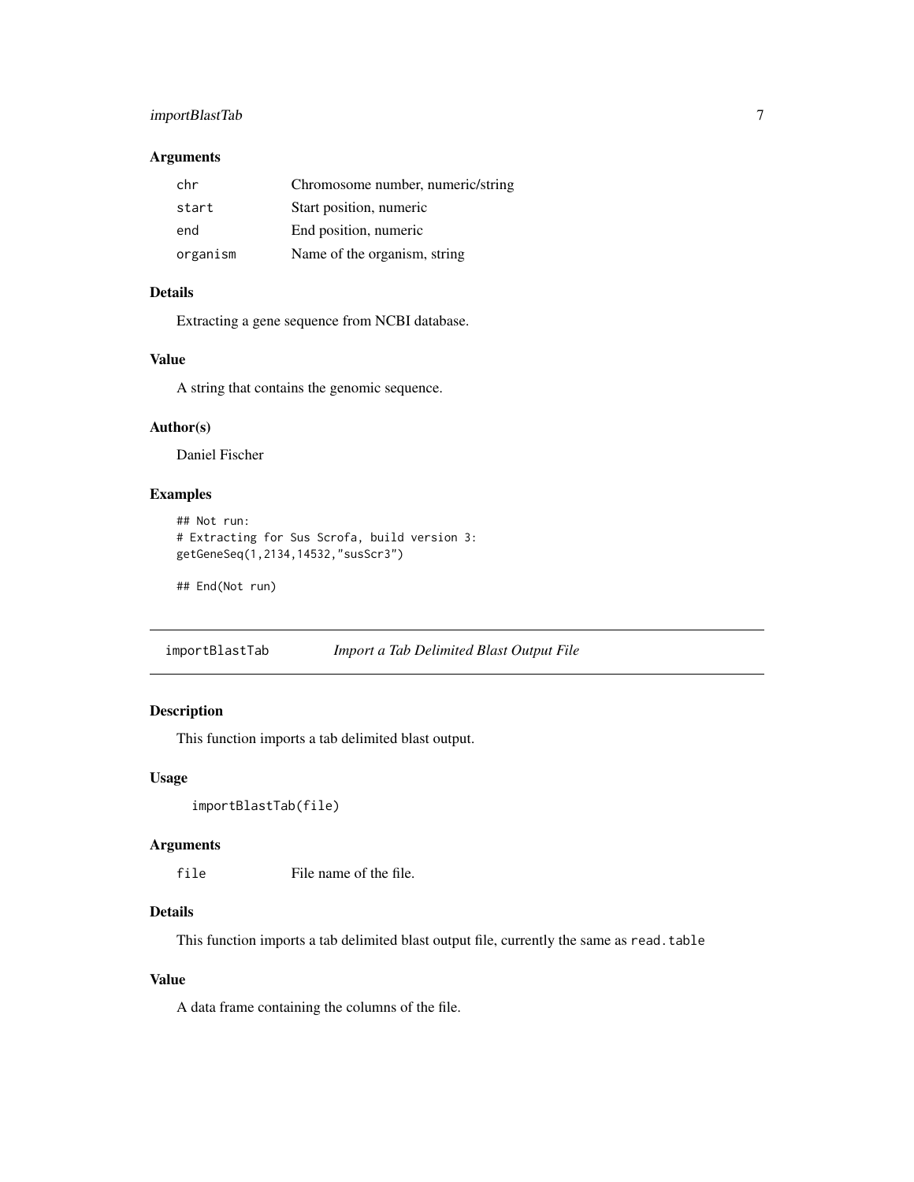### Arguments

| | |
|---|---|
| `chr` | Chromosome number, numeric/string |
| `start` | Start position, numeric |
| `end` | End position, numeric |
| `organism` | Name of the organism, string |

### Details

Extracting a gene sequence from NCBI database.

### Value

A string that contains the genomic sequence.

### Author(s)

Daniel Fischer

### Examples

```
## Not run:
# Extracting for Sus Scrofa, build version 3:
getGeneSeq(1,2134,14532,"susScr3")

## End(Not run)
```

---

## `importBlastTab` *Import a Tab Delimited Blast Output File*

---

### Description

This function imports a tab delimited blast output.

### Usage

```
importBlastTab(file)
```

### Arguments

| | |
|---|---|
| `file` | File name of the file. |

### Details

This function imports a tab delimited blast output file, currently the same as `read.table`

### Value

A data frame containing the columns of the file.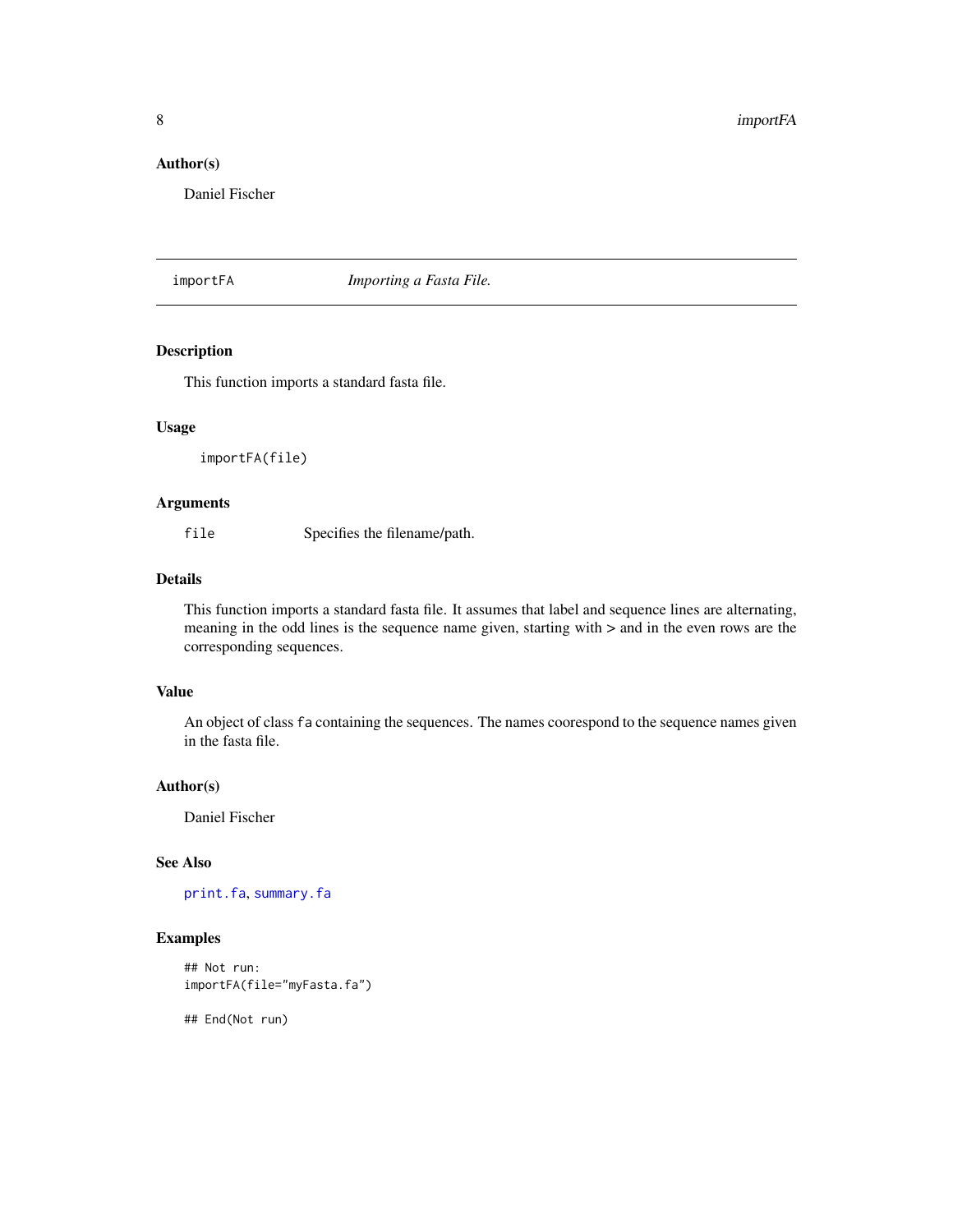### Author(s)

Daniel Fischer

---

## importFA *Importing a Fasta File.*

---

### Description

This function imports a standard fasta file.

### Usage

```
importFA(file)
```

### Arguments

| | |
|---|---|
| `file` | Specifies the filename/path. |

### Details

This function imports a standard fasta file. It assumes that label and sequence lines are alternating, meaning in the odd lines is the sequence name given, starting with > and in the even rows are the corresponding sequences.

### Value

An object of class `fa` containing the sequences. The names coorespond to the sequence names given in the fasta file.

### Author(s)

Daniel Fischer

### See Also

`print.fa`, `summary.fa`

### Examples

```
## Not run:
importFA(file="myFasta.fa")

## End(Not run)
```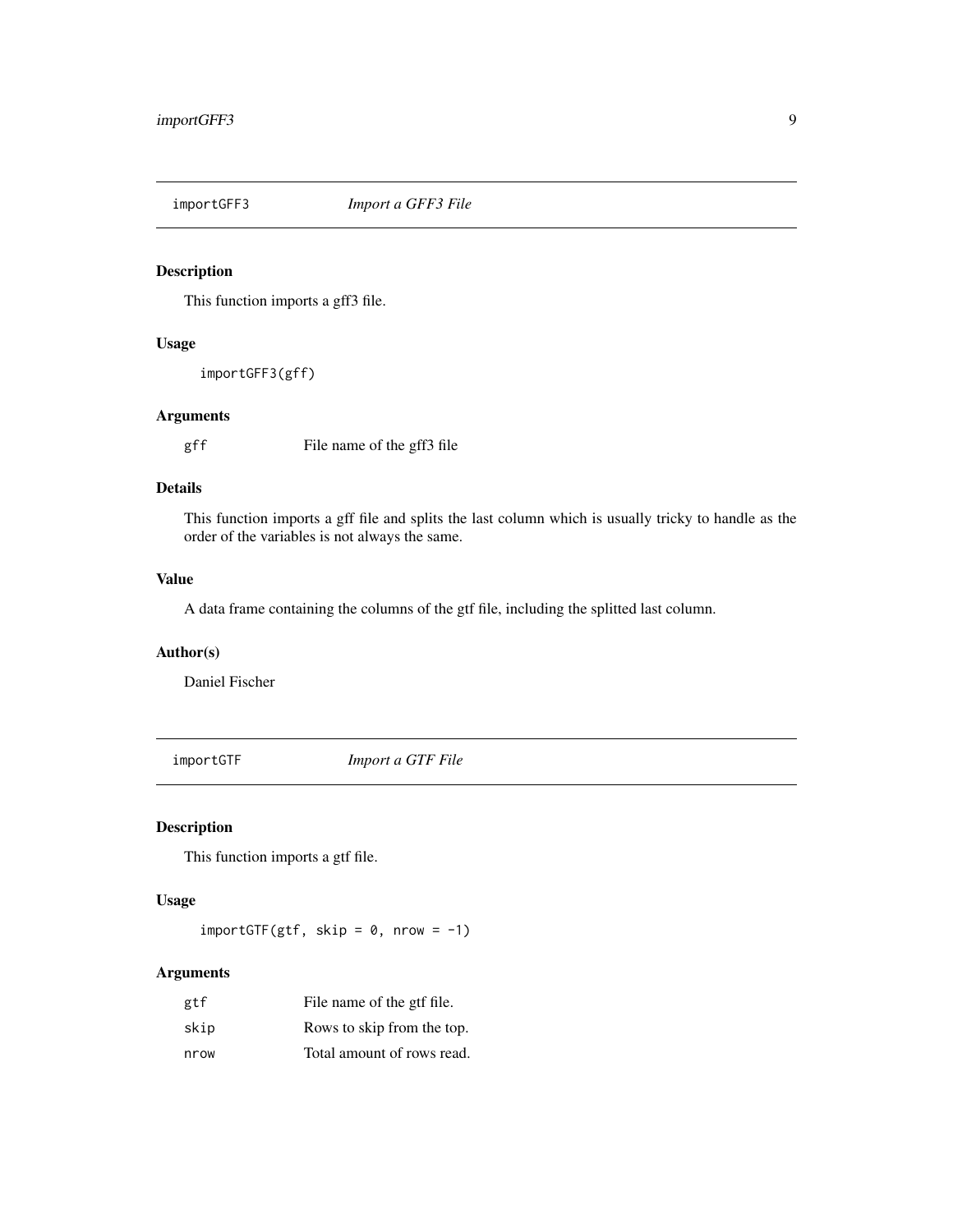## importGFF3 — *Import a GFF3 File*

### Description

This function imports a gff3 file.

### Usage

```
importGFF3(gff)
```

### Arguments

| | |
|---|---|
| gff | File name of the gff3 file |

### Details

This function imports a gff file and splits the last column which is usually tricky to handle as the order of the variables is not always the same.

### Value

A data frame containing the columns of the gtf file, including the splitted last column.

### Author(s)

Daniel Fischer

## importGTF — *Import a GTF File*

### Description

This function imports a gtf file.

### Usage

```
importGTF(gtf, skip = 0, nrow = -1)
```

### Arguments

| | |
|---|---|
| gtf | File name of the gtf file. |
| skip | Rows to skip from the top. |
| nrow | Total amount of rows read. |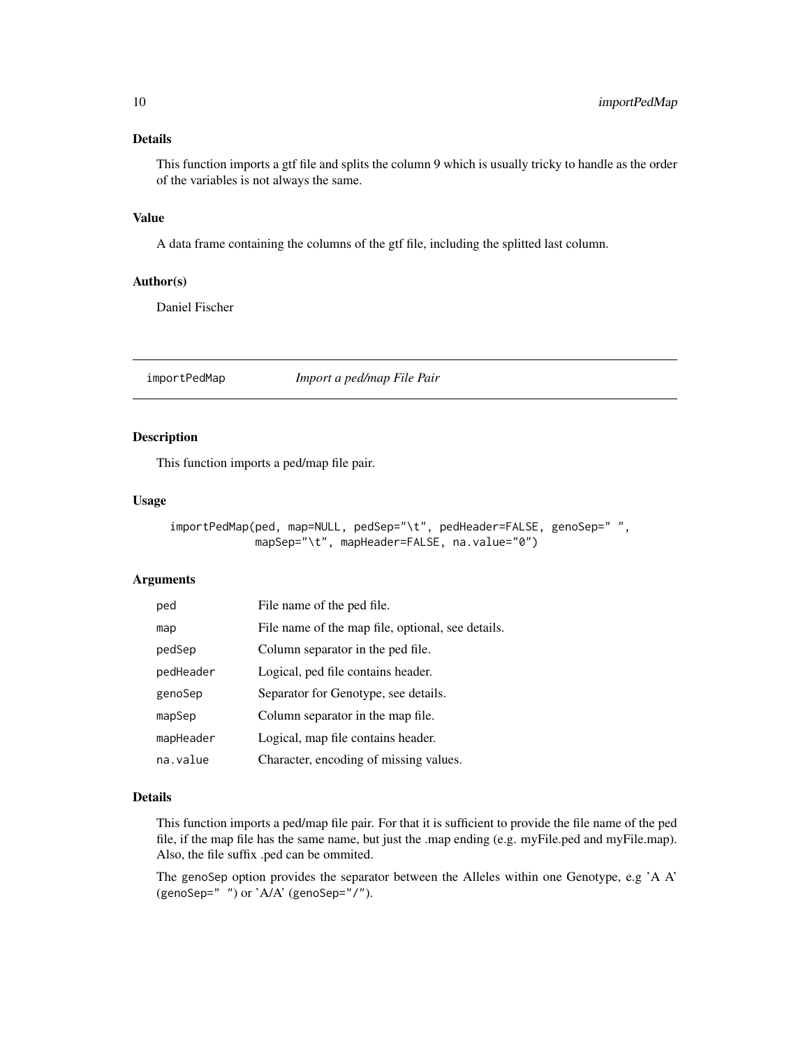### Details

This function imports a gtf file and splits the column 9 which is usually tricky to handle as the order of the variables is not always the same.

### Value

A data frame containing the columns of the gtf file, including the splitted last column.

### Author(s)

Daniel Fischer

---

## importPedMap *Import a ped/map File Pair*

---

### Description

This function imports a ped/map file pair.

### Usage

```
importPedMap(ped, map=NULL, pedSep="\t", pedHeader=FALSE, genoSep=" ",
             mapSep="\t", mapHeader=FALSE, na.value="0")
```

### Arguments

| | |
|---|---|
| `ped` | File name of the ped file. |
| `map` | File name of the map file, optional, see details. |
| `pedSep` | Column separator in the ped file. |
| `pedHeader` | Logical, ped file contains header. |
| `genoSep` | Separator for Genotype, see details. |
| `mapSep` | Column separator in the map file. |
| `mapHeader` | Logical, map file contains header. |
| `na.value` | Character, encoding of missing values. |

### Details

This function imports a ped/map file pair. For that it is sufficient to provide the file name of the ped file, if the map file has the same name, but just the .map ending (e.g. myFile.ped and myFile.map). Also, the file suffix .ped can be ommited.

The `genoSep` option provides the separator between the Alleles within one Genotype, e.g 'A A' (`genoSep=" "`) or 'A/A' (`genoSep="/"`).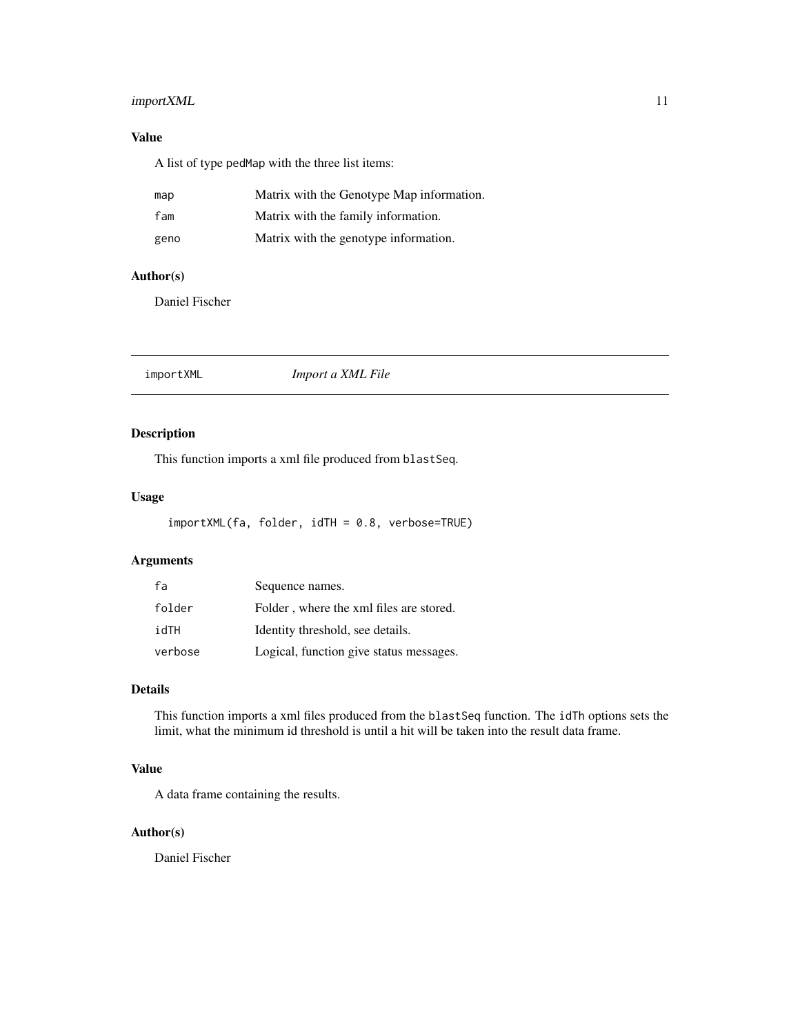### Value

A list of type `pedMap` with the three list items:

| | |
|---|---|
| `map` | Matrix with the Genotype Map information. |
| `fam` | Matrix with the family information. |
| `geno` | Matrix with the genotype information. |

### Author(s)

Daniel Fischer

---

## importXML — *Import a XML File*

### Description

This function imports a xml file produced from `blastSeq`.

### Usage

```
importXML(fa, folder, idTH = 0.8, verbose=TRUE)
```

### Arguments

| | |
|---|---|
| `fa` | Sequence names. |
| `folder` | Folder , where the xml files are stored. |
| `idTH` | Identity threshold, see details. |
| `verbose` | Logical, function give status messages. |

### Details

This function imports a xml files produced from the `blastSeq` function. The `idTh` options sets the limit, what the minimum id threshold is until a hit will be taken into the result data frame.

### Value

A data frame containing the results.

### Author(s)

Daniel Fischer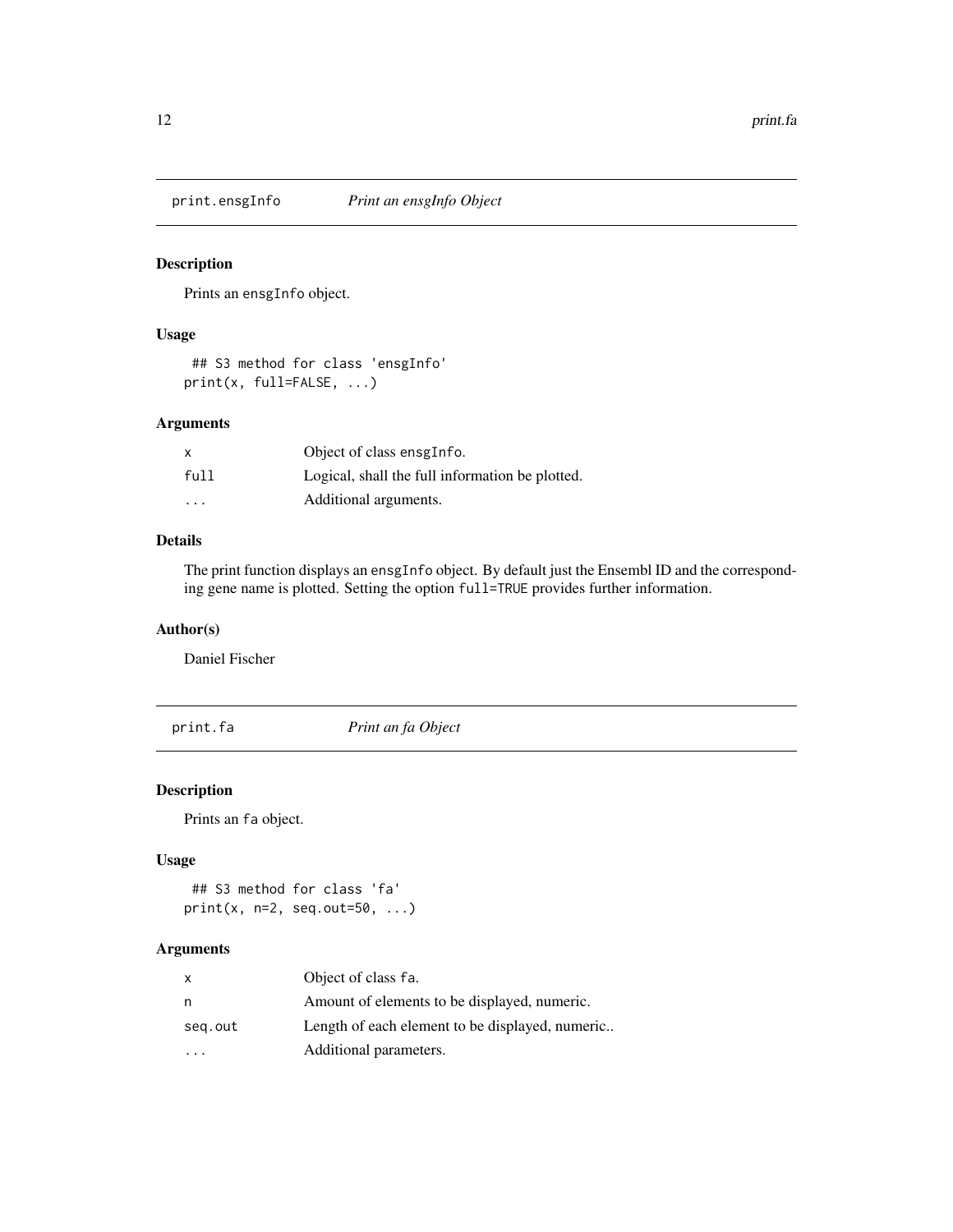## print.ensgInfo — *Print an ensgInfo Object*

### Description

Prints an `ensgInfo` object.

### Usage

```
## S3 method for class 'ensgInfo'
print(x, full=FALSE, ...)
```

### Arguments

| | |
|---|---|
| `x` | Object of class `ensgInfo`. |
| `full` | Logical, shall the full information be plotted. |
| `...` | Additional arguments. |

### Details

The print function displays an `ensgInfo` object. By default just the Ensembl ID and the corresponding gene name is plotted. Setting the option `full=TRUE` provides further information.

### Author(s)

Daniel Fischer

## print.fa — *Print an fa Object*

### Description

Prints an `fa` object.

### Usage

```
## S3 method for class 'fa'
print(x, n=2, seq.out=50, ...)
```

### Arguments

| | |
|---|---|
| `x` | Object of class `fa`. |
| `n` | Amount of elements to be displayed, numeric. |
| `seq.out` | Length of each element to be displayed, numeric.. |
| `...` | Additional parameters. |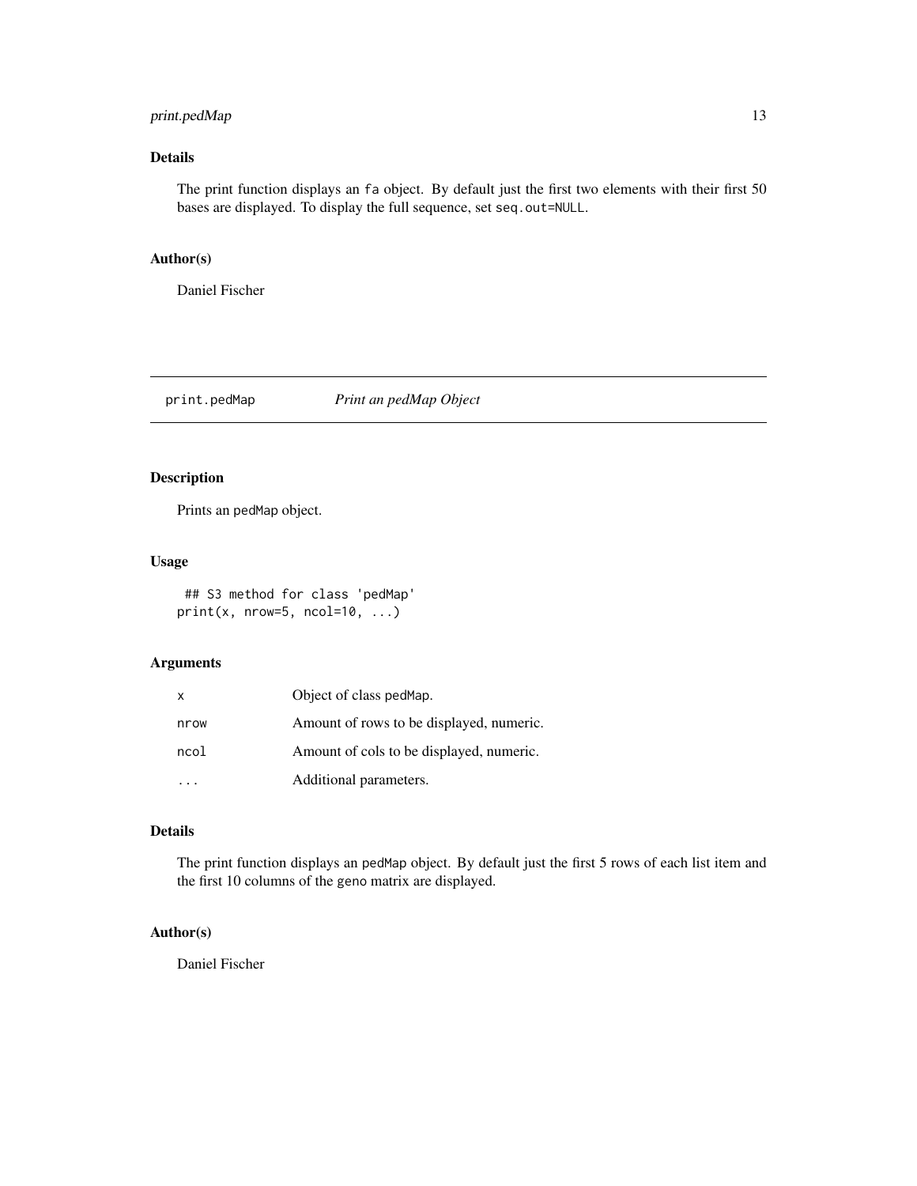## Details

The print function displays an `fa` object. By default just the first two elements with their first 50 bases are displayed. To display the full sequence, set `seq.out=NULL`.

## Author(s)

Daniel Fischer

---

# print.pedMap    *Print an pedMap Object*

## Description

Prints an `pedMap` object.

## Usage

```
## S3 method for class 'pedMap'
print(x, nrow=5, ncol=10, ...)
```

## Arguments

| | |
|---|---|
| x | Object of class `pedMap`. |
| nrow | Amount of rows to be displayed, numeric. |
| ncol | Amount of cols to be displayed, numeric. |
| ... | Additional parameters. |

## Details

The print function displays an `pedMap` object. By default just the first 5 rows of each list item and the first 10 columns of the `geno` matrix are displayed.

## Author(s)

Daniel Fischer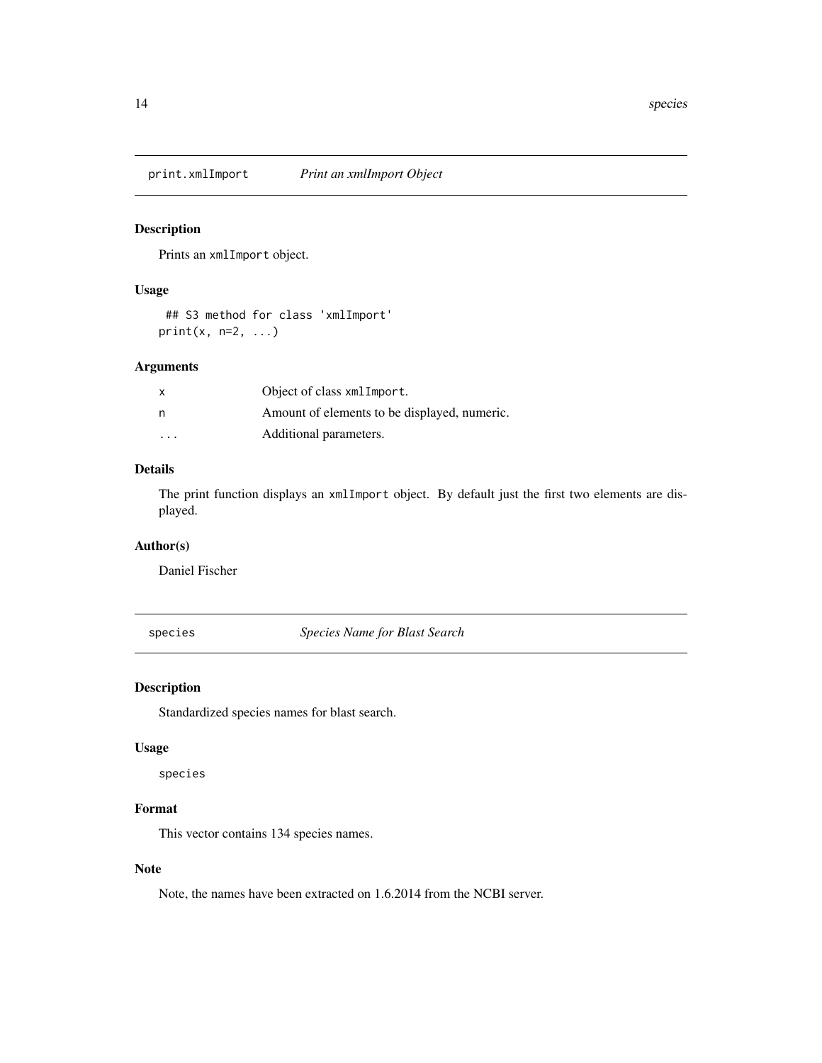## print.xmlImport — *Print an xmlImport Object*

### Description

Prints an `xmlImport` object.

### Usage

```
## S3 method for class 'xmlImport'
print(x, n=2, ...)
```

### Arguments

| | |
|---|---|
| `x` | Object of class `xmlImport`. |
| `n` | Amount of elements to be displayed, numeric. |
| `...` | Additional parameters. |

### Details

The print function displays an `xmlImport` object. By default just the first two elements are displayed.

### Author(s)

Daniel Fischer

## species — *Species Name for Blast Search*

### Description

Standardized species names for blast search.

### Usage

```
species
```

### Format

This vector contains 134 species names.

### Note

Note, the names have been extracted on 1.6.2014 from the NCBI server.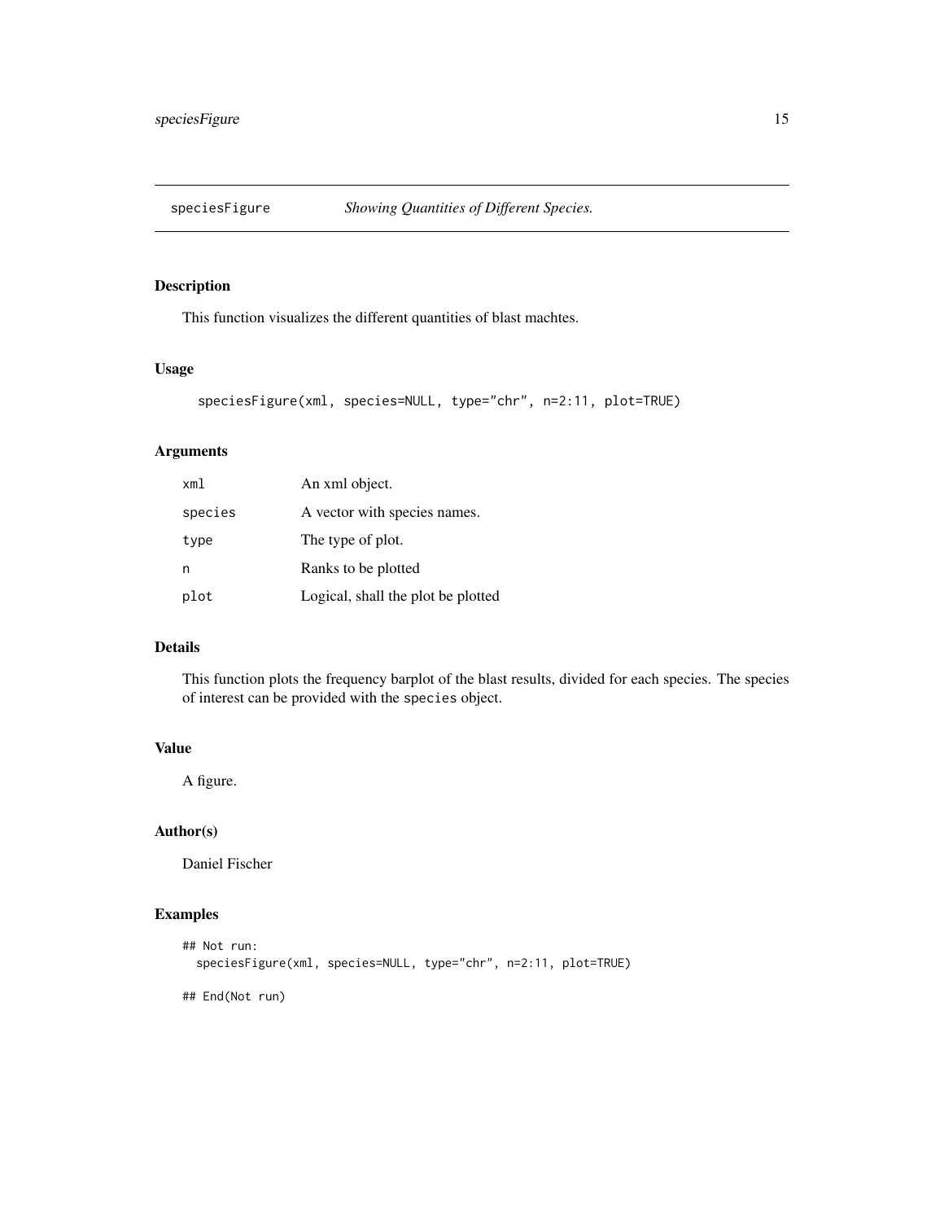# speciesFigure *Showing Quantities of Different Species.*

## Description

This function visualizes the different quantities of blast machtes.

## Usage

```
speciesFigure(xml, species=NULL, type="chr", n=2:11, plot=TRUE)
```

## Arguments

| | |
|---|---|
| `xml` | An xml object. |
| `species` | A vector with species names. |
| `type` | The type of plot. |
| `n` | Ranks to be plotted |
| `plot` | Logical, shall the plot be plotted |

## Details

This function plots the frequency barplot of the blast results, divided for each species. The species of interest can be provided with the `species` object.

## Value

A figure.

## Author(s)

Daniel Fischer

## Examples

```
## Not run:
  speciesFigure(xml, species=NULL, type="chr", n=2:11, plot=TRUE)

## End(Not run)
```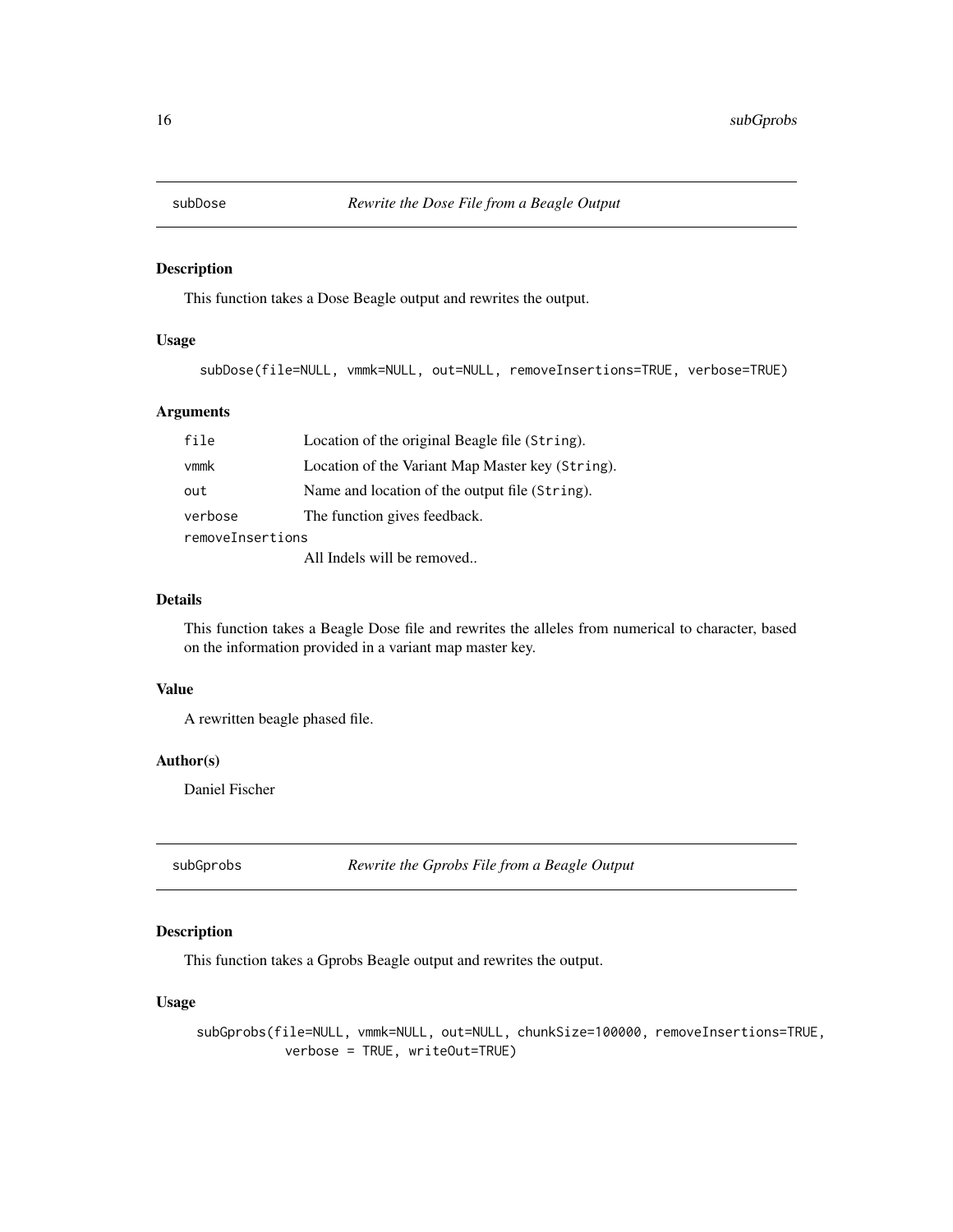## subDose *Rewrite the Dose File from a Beagle Output*

### Description

This function takes a Dose Beagle output and rewrites the output.

### Usage

```
subDose(file=NULL, vmmk=NULL, out=NULL, removeInsertions=TRUE, verbose=TRUE)
```

### Arguments

| | |
|---|---|
| `file` | Location of the original Beagle file (`String`). |
| `vmmk` | Location of the Variant Map Master key (`String`). |
| `out` | Name and location of the output file (`String`). |
| `verbose` | The function gives feedback. |
| `removeInsertions` | All Indels will be removed.. |

### Details

This function takes a Beagle Dose file and rewrites the alleles from numerical to character, based on the information provided in a variant map master key.

### Value

A rewritten beagle phased file.

### Author(s)

Daniel Fischer

## subGprobs *Rewrite the Gprobs File from a Beagle Output*

### Description

This function takes a Gprobs Beagle output and rewrites the output.

### Usage

```
subGprobs(file=NULL, vmmk=NULL, out=NULL, chunkSize=100000, removeInsertions=TRUE,
          verbose = TRUE, writeOut=TRUE)
```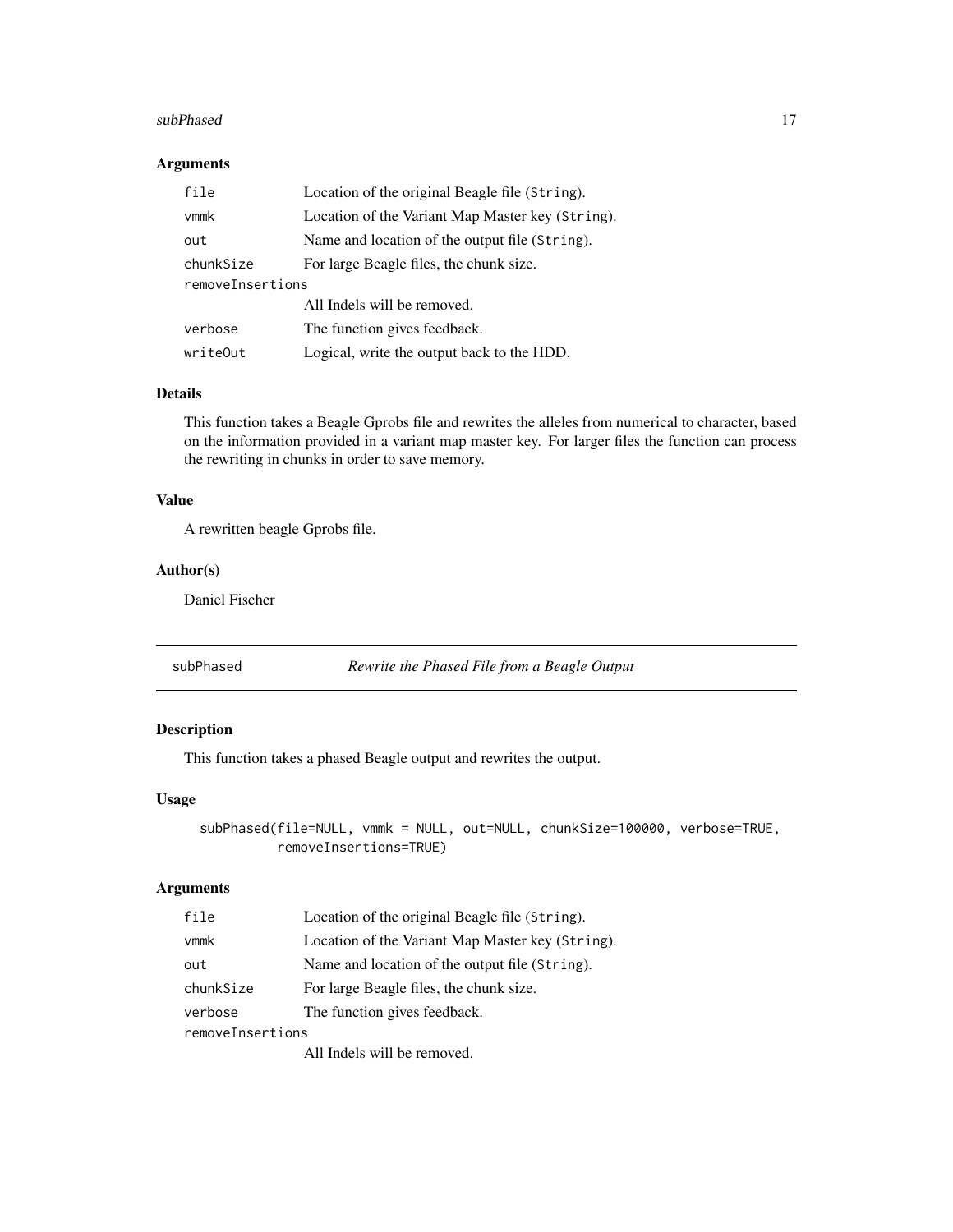### Arguments

| | |
|---|---|
| `file` | Location of the original Beagle file (`String`). |
| `vmmk` | Location of the Variant Map Master key (`String`). |
| `out` | Name and location of the output file (`String`). |
| `chunkSize` | For large Beagle files, the chunk size. |
| `removeInsertions` | All Indels will be removed. |
| `verbose` | The function gives feedback. |
| `writeOut` | Logical, write the output back to the HDD. |

### Details

This function takes a Beagle Gprobs file and rewrites the alleles from numerical to character, based on the information provided in a variant map master key. For larger files the function can process the rewriting in chunks in order to save memory.

### Value

A rewritten beagle Gprobs file.

### Author(s)

Daniel Fischer

---

## `subPhased` *Rewrite the Phased File from a Beagle Output*

---

### Description

This function takes a phased Beagle output and rewrites the output.

### Usage

```
subPhased(file=NULL, vmmk = NULL, out=NULL, chunkSize=100000, verbose=TRUE,
          removeInsertions=TRUE)
```

### Arguments

| | |
|---|---|
| `file` | Location of the original Beagle file (`String`). |
| `vmmk` | Location of the Variant Map Master key (`String`). |
| `out` | Name and location of the output file (`String`). |
| `chunkSize` | For large Beagle files, the chunk size. |
| `verbose` | The function gives feedback. |
| `removeInsertions` | All Indels will be removed. |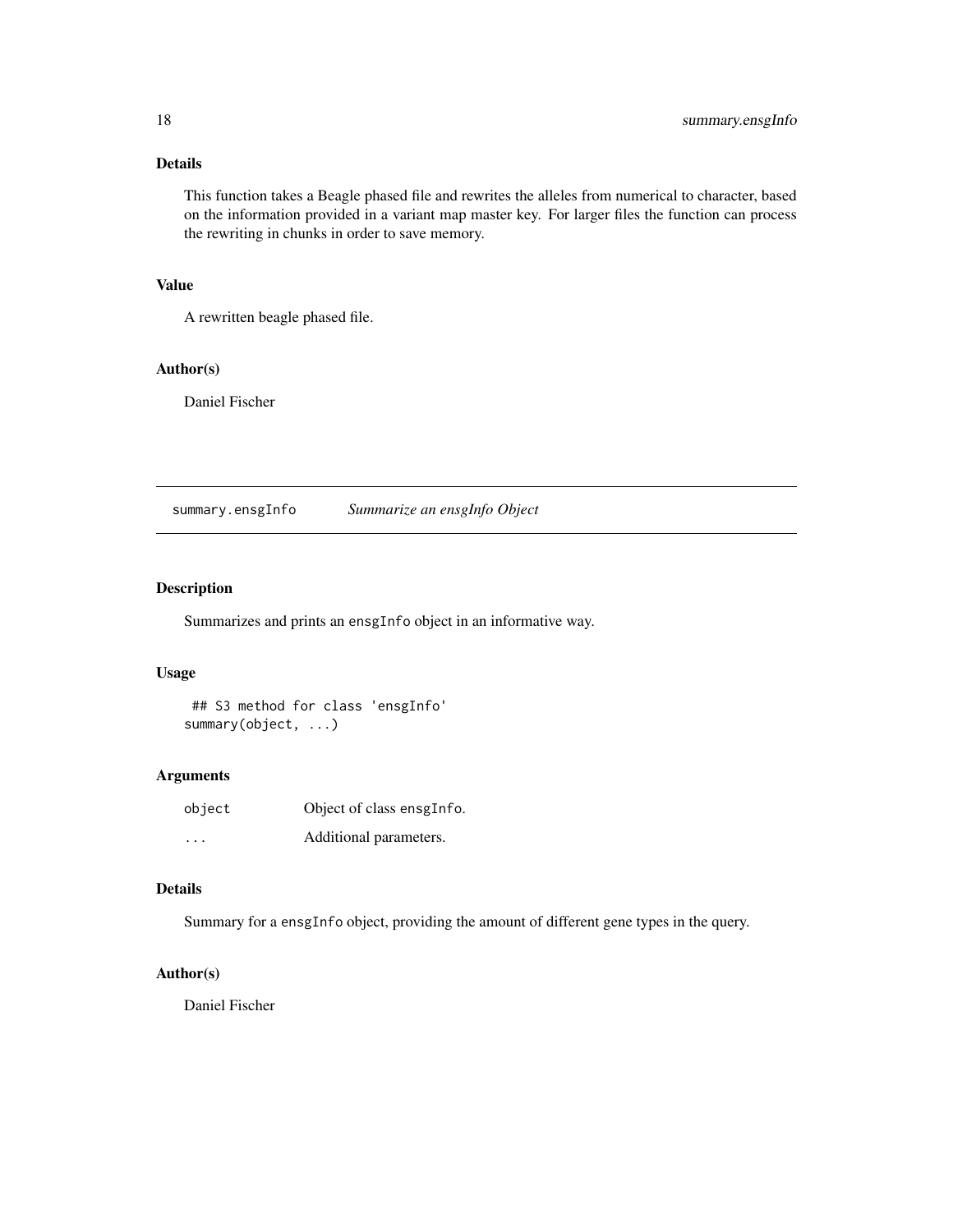### Details

This function takes a Beagle phased file and rewrites the alleles from numerical to character, based on the information provided in a variant map master key. For larger files the function can process the rewriting in chunks in order to save memory.

### Value

A rewritten beagle phased file.

### Author(s)

Daniel Fischer

---

## summary.ensgInfo *Summarize an ensgInfo Object*

### Description

Summarizes and prints an `ensgInfo` object in an informative way.

### Usage

```
## S3 method for class 'ensgInfo'
summary(object, ...)
```

### Arguments

| | |
|---|---|
| `object` | Object of class `ensgInfo`. |
| `...` | Additional parameters. |

### Details

Summary for a `ensgInfo` object, providing the amount of different gene types in the query.

### Author(s)

Daniel Fischer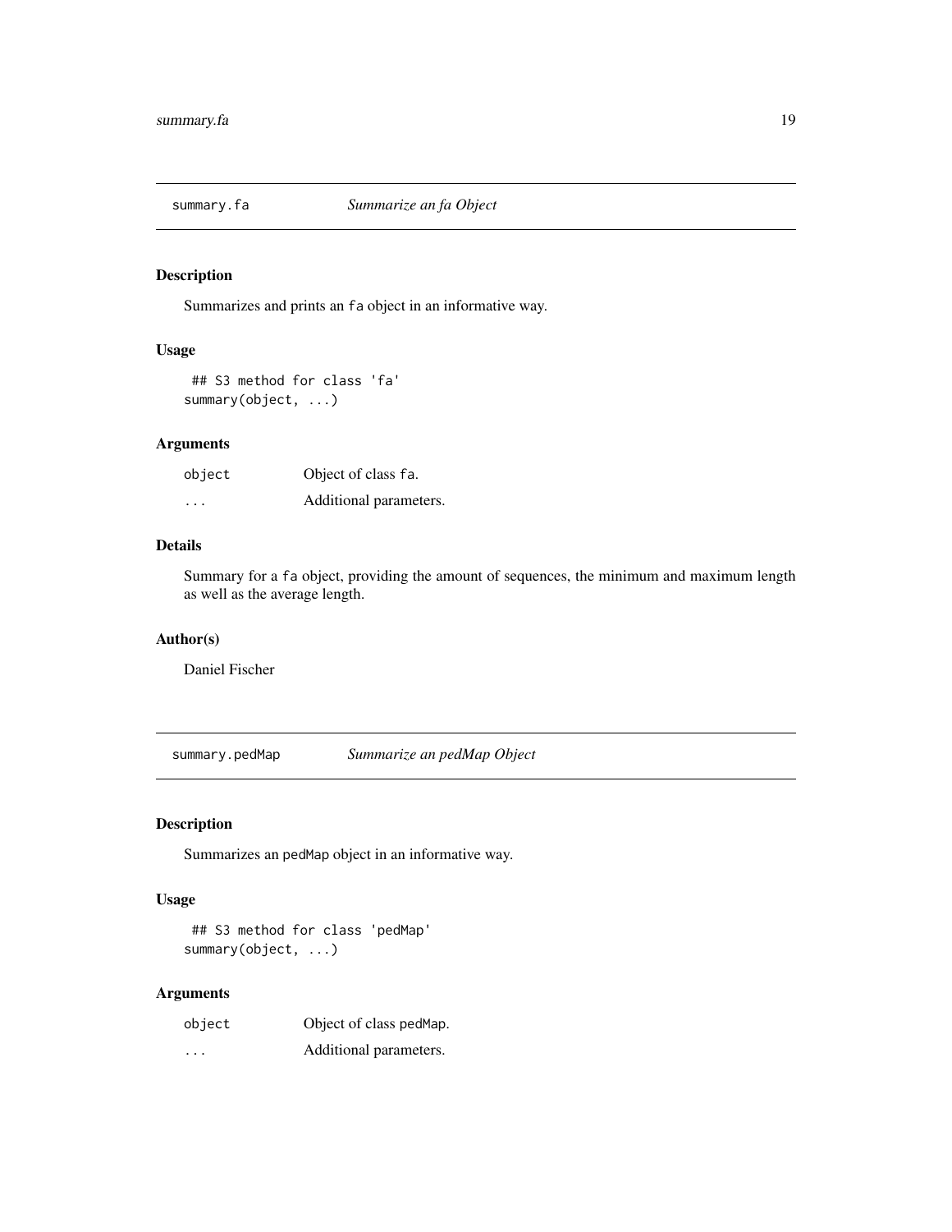## summary.fa *Summarize an fa Object*

### Description

Summarizes and prints an fa object in an informative way.

### Usage

```
## S3 method for class 'fa'
summary(object, ...)
```

### Arguments

| | |
|---|---|
| object | Object of class fa. |
| ... | Additional parameters. |

### Details

Summary for a fa object, providing the amount of sequences, the minimum and maximum length as well as the average length.

### Author(s)

Daniel Fischer

## summary.pedMap *Summarize an pedMap Object*

### Description

Summarizes an pedMap object in an informative way.

### Usage

```
## S3 method for class 'pedMap'
summary(object, ...)
```

### Arguments

| | |
|---|---|
| object | Object of class pedMap. |
| ... | Additional parameters. |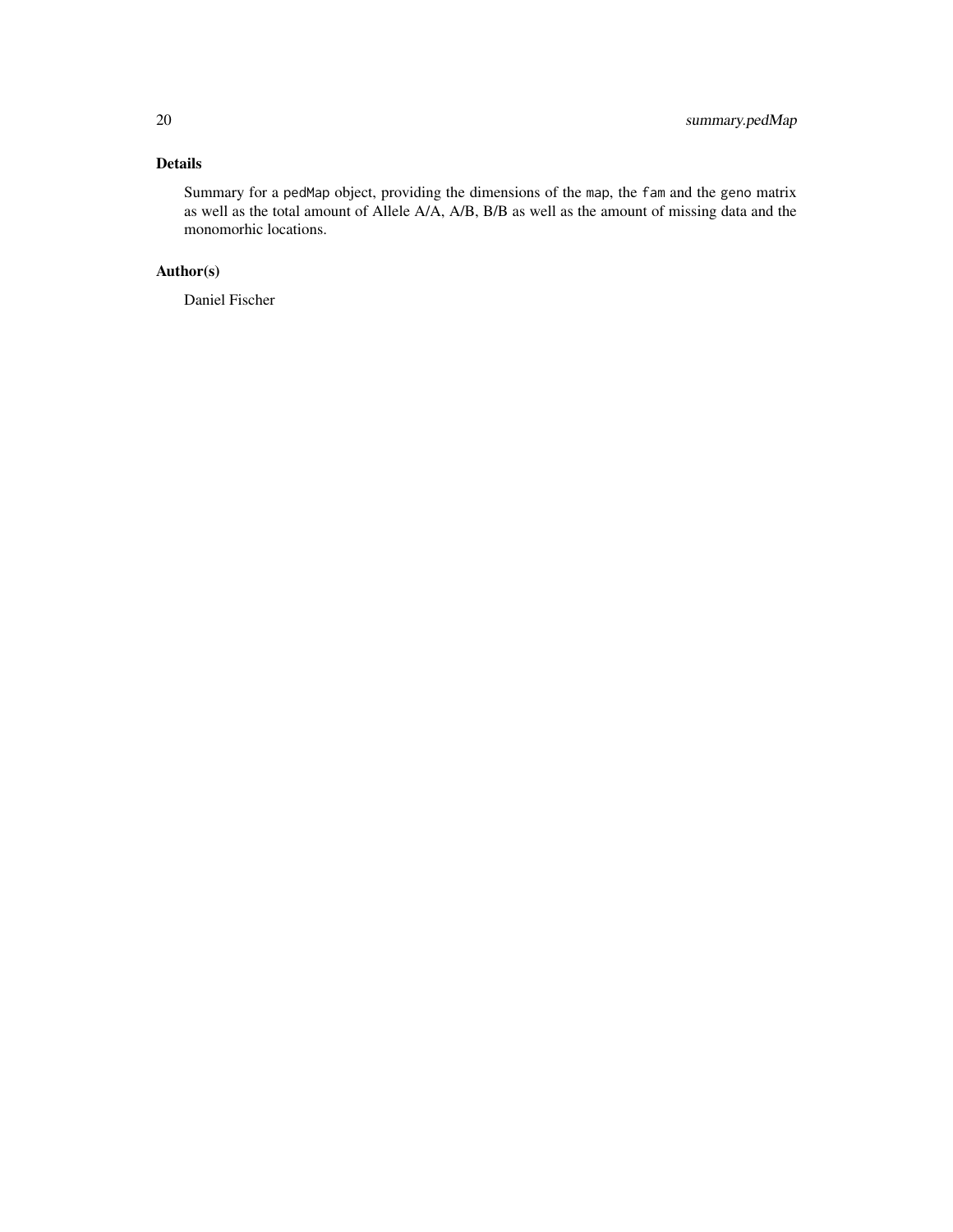## Details

Summary for a `pedMap` object, providing the dimensions of the `map`, the `fam` and the `geno` matrix as well as the total amount of Allele A/A, A/B, B/B as well as the amount of missing data and the monomorhic locations.

## Author(s)

Daniel Fischer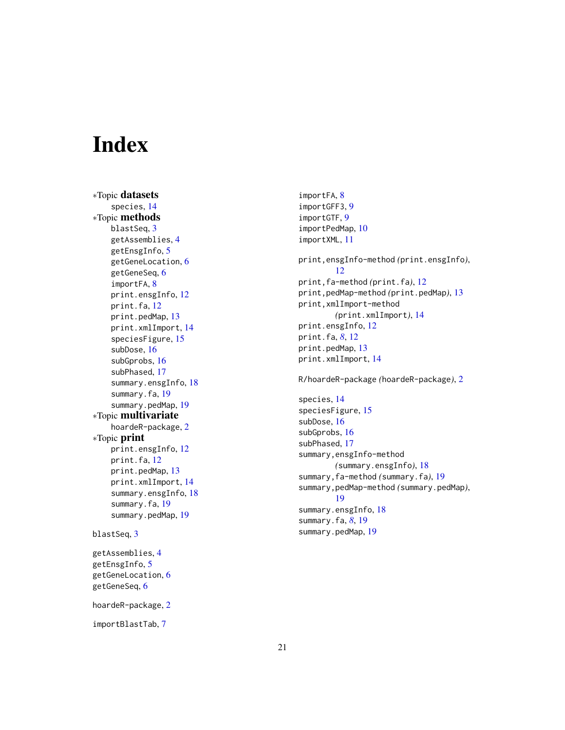# Index

∗Topic **datasets**
- species, 14

∗Topic **methods**
- blastSeq, 3
- getAssemblies, 4
- getEnsgInfo, 5
- getGeneLocation, 6
- getGeneSeq, 6
- importFA, 8
- print.ensgInfo, 12
- print.fa, 12
- print.pedMap, 13
- print.xmlImport, 14
- speciesFigure, 15
- subDose, 16
- subGprobs, 16
- subPhased, 17
- summary.ensgInfo, 18
- summary.fa, 19
- summary.pedMap, 19

∗Topic **multivariate**
- hoardeR-package, 2

∗Topic **print**
- print.ensgInfo, 12
- print.fa, 12
- print.pedMap, 13
- print.xmlImport, 14
- summary.ensgInfo, 18
- summary.fa, 19
- summary.pedMap, 19

blastSeq, 3

getAssemblies, 4
getEnsgInfo, 5
getGeneLocation, 6
getGeneSeq, 6

hoardeR-package, 2

importBlastTab, 7
importFA, 8
importGFF3, 9
importGTF, 9
importPedMap, 10
importXML, 11

print,ensgInfo-method *(print.ensgInfo)*, 12
print,fa-method *(print.fa)*, 12
print,pedMap-method *(print.pedMap)*, 13
print,xmlImport-method *(print.xmlImport)*, 14
print.ensgInfo, 12
print.fa, *8*, 12
print.pedMap, 13
print.xmlImport, 14

R/hoardeR-package *(hoardeR-package)*, 2

species, 14
speciesFigure, 15
subDose, 16
subGprobs, 16
subPhased, 17
summary,ensgInfo-method *(summary.ensgInfo)*, 18
summary,fa-method *(summary.fa)*, 19
summary,pedMap-method *(summary.pedMap)*, 19
summary.ensgInfo, 18
summary.fa, *8*, 19
summary.pedMap, 19